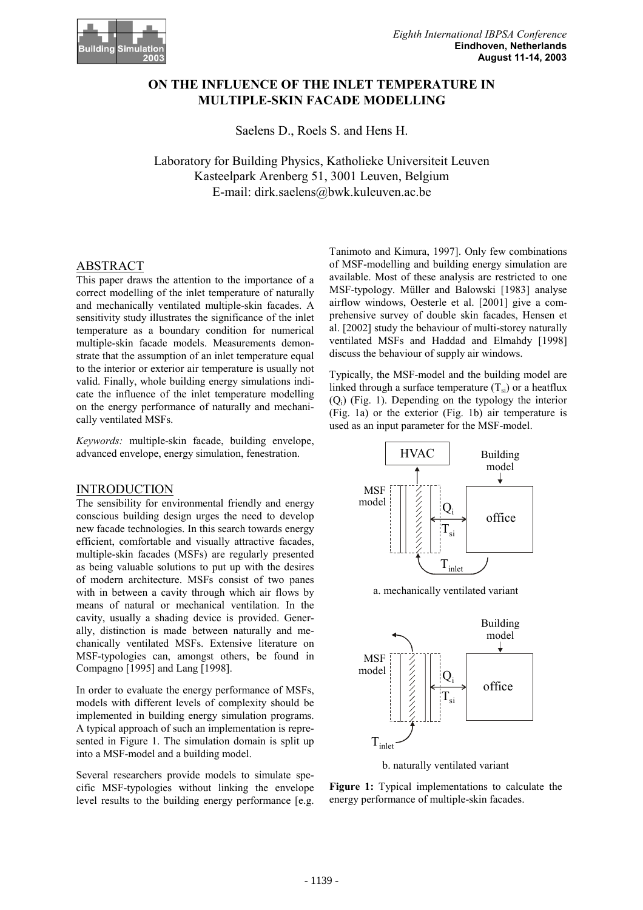# ON THE INFLUENCE OF THE INLET TEMPERATURE IN MULTIPLE-SKIN FACADE MODELLING

Saelens D., Roels S. and Hens H.

Laboratory for Building Physics, Katholieke Universiteit Leuven
Kasteelpark Arenberg 51, 3001 Leuven, Belgium
E-mail: dirk.saelens@bwk.kuleuven.ac.be

## ABSTRACT

This paper draws the attention to the importance of a correct modelling of the inlet temperature of naturally and mechanically ventilated multiple-skin facades. A sensitivity study illustrates the significance of the inlet temperature as a boundary condition for numerical multiple-skin facade models. Measurements demonstrate that the assumption of an inlet temperature equal to the interior or exterior air temperature is usually not valid. Finally, whole building energy simulations indicate the influence of the inlet temperature modelling on the energy performance of naturally and mechanically ventilated MSFs.

*Keywords:* multiple-skin facade, building envelope, advanced envelope, energy simulation, fenestration.

## INTRODUCTION

The sensibility for environmental friendly and energy conscious building design urges the need to develop new facade technologies. In this search towards energy efficient, comfortable and visually attractive facades, multiple-skin facades (MSFs) are regularly presented as being valuable solutions to put up with the desires of modern architecture. MSFs consist of two panes with in between a cavity through which air flows by means of natural or mechanical ventilation. In the cavity, usually a shading device is provided. Generally, distinction is made between naturally and mechanically ventilated MSFs. Extensive literature on MSF-typologies can, amongst others, be found in Compagno [1995] and Lang [1998].

In order to evaluate the energy performance of MSFs, models with different levels of complexity should be implemented in building energy simulation programs. A typical approach of such an implementation is represented in Figure 1. The simulation domain is split up into a MSF-model and a building model.

Several researchers provide models to simulate specific MSF-typologies without linking the envelope level results to the building energy performance [e.g. Tanimoto and Kimura, 1997]. Only few combinations of MSF-modelling and building energy simulation are available. Most of these analysis are restricted to one MSF-typology. Müller and Balowski [1983] analyse airflow windows, Oesterle et al. [2001] give a comprehensive survey of double skin facades, Hensen et al. [2002] study the behaviour of multi-storey naturally ventilated MSFs and Haddad and Elmahdy [1998] discuss the behaviour of supply air windows.

Typically, the MSF-model and the building model are linked through a surface temperature ($T_{si}$) or a heatflux ($Q_i$) (Fig. 1). Depending on the typology the interior (Fig. 1a) or the exterior (Fig. 1b) air temperature is used as an input parameter for the MSF-model.

HVAC | Building model | MSF model | $Q_i$ | $T_{si}$ | office | $T_{inlet}$

a. mechanically ventilated variant

Building model | MSF model | $Q_i$ | $T_{si}$ | office | $T_{inlet}$

b. naturally ventilated variant

**Figure 1:** Typical implementations to calculate the energy performance of multiple-skin facades.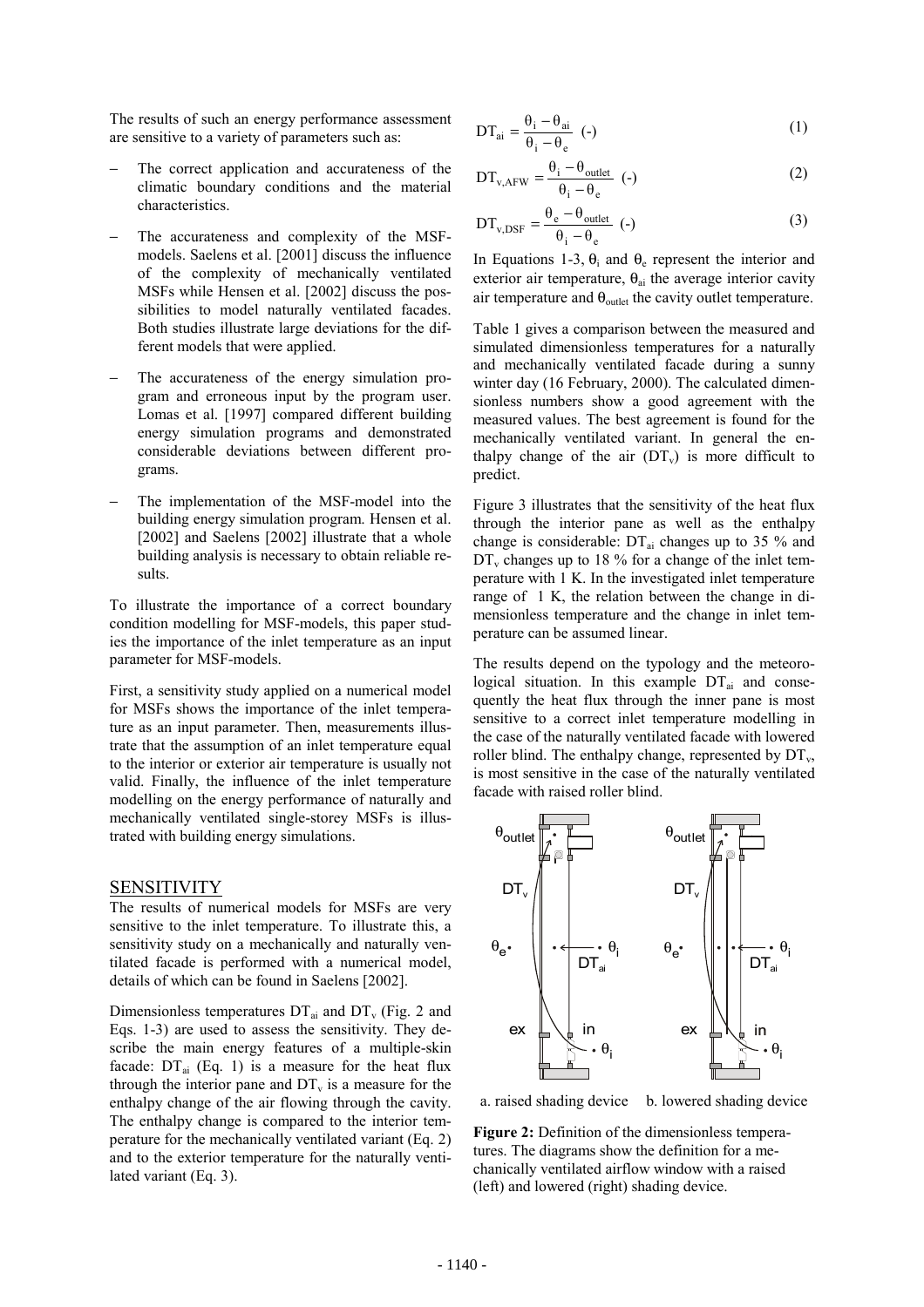The results of such an energy performance assessment are sensitive to a variety of parameters such as:

- The correct application and accurateness of the climatic boundary conditions and the material characteristics.
- The accurateness and complexity of the MSF-models. Saelens et al. [2001] discuss the influence of the complexity of mechanically ventilated MSFs while Hensen et al. [2002] discuss the possibilities to model naturally ventilated facades. Both studies illustrate large deviations for the different models that were applied.
- The accurateness of the energy simulation program and erroneous input by the program user. Lomas et al. [1997] compared different building energy simulation programs and demonstrated considerable deviations between different programs.
- The implementation of the MSF-model into the building energy simulation program. Hensen et al. [2002] and Saelens [2002] illustrate that a whole building analysis is necessary to obtain reliable results.

To illustrate the importance of a correct boundary condition modelling for MSF-models, this paper studies the importance of the inlet temperature as an input parameter for MSF-models.

First, a sensitivity study applied on a numerical model for MSFs shows the importance of the inlet temperature as an input parameter. Then, measurements illustrate that the assumption of an inlet temperature equal to the interior or exterior air temperature is usually not valid. Finally, the influence of the inlet temperature modelling on the energy performance of naturally and mechanically ventilated single-storey MSFs is illustrated with building energy simulations.

## SENSITIVITY

The results of numerical models for MSFs are very sensitive to the inlet temperature. To illustrate this, a sensitivity study on a mechanically and naturally ventilated facade is performed with a numerical model, details of which can be found in Saelens [2002].

Dimensionless temperatures $DT_{ai}$ and $DT_v$ (Fig. 2 and Eqs. 1-3) are used to assess the sensitivity. They describe the main energy features of a multiple-skin facade: $DT_{ai}$ (Eq. 1) is a measure for the heat flux through the interior pane and $DT_v$ is a measure for the enthalpy change of the air flowing through the cavity. The enthalpy change is compared to the interior temperature for the mechanically ventilated variant (Eq. 2) and to the exterior temperature for the naturally ventilated variant (Eq. 3).

$$DT_{ai} = \frac{\theta_i - \theta_{ai}}{\theta_i - \theta_e} \ (-) \tag{1}$$

$$DT_{v,AFW} = \frac{\theta_i - \theta_{outlet}}{\theta_i - \theta_e} \ (-) \tag{2}$$

$$DT_{v,DSF} = \frac{\theta_e - \theta_{outlet}}{\theta_i - \theta_e} \ (-) \tag{3}$$

In Equations 1-3, $\theta_i$ and $\theta_e$ represent the interior and exterior air temperature, $\theta_{ai}$ the average interior cavity air temperature and $\theta_{outlet}$ the cavity outlet temperature.

Table 1 gives a comparison between the measured and simulated dimensionless temperatures for a naturally and mechanically ventilated facade during a sunny winter day (16 February, 2000). The calculated dimensionless numbers show a good agreement with the measured values. The best agreement is found for the mechanically ventilated variant. In general the enthalpy change of the air ($DT_v$) is more difficult to predict.

Figure 3 illustrates that the sensitivity of the heat flux through the interior pane as well as the enthalpy change is considerable: $DT_{ai}$ changes up to 35 % and $DT_v$ changes up to 18 % for a change of the inlet temperature with 1 K. In the investigated inlet temperature range of 1 K, the relation between the change in dimensionless temperature and the change in inlet temperature can be assumed linear.

The results depend on the typology and the meteorological situation. In this example $DT_{ai}$ and consequently the heat flux through the inner pane is most sensitive to a correct inlet temperature modelling in the case of the naturally ventilated facade with lowered roller blind. The enthalpy change, represented by $DT_v$, is most sensitive in the case of the naturally ventilated facade with raised roller blind.

a. raised shading device b. lowered shading device

**Figure 2:** Definition of the dimensionless temperatures. The diagrams show the definition for a mechanically ventilated airflow window with a raised (left) and lowered (right) shading device.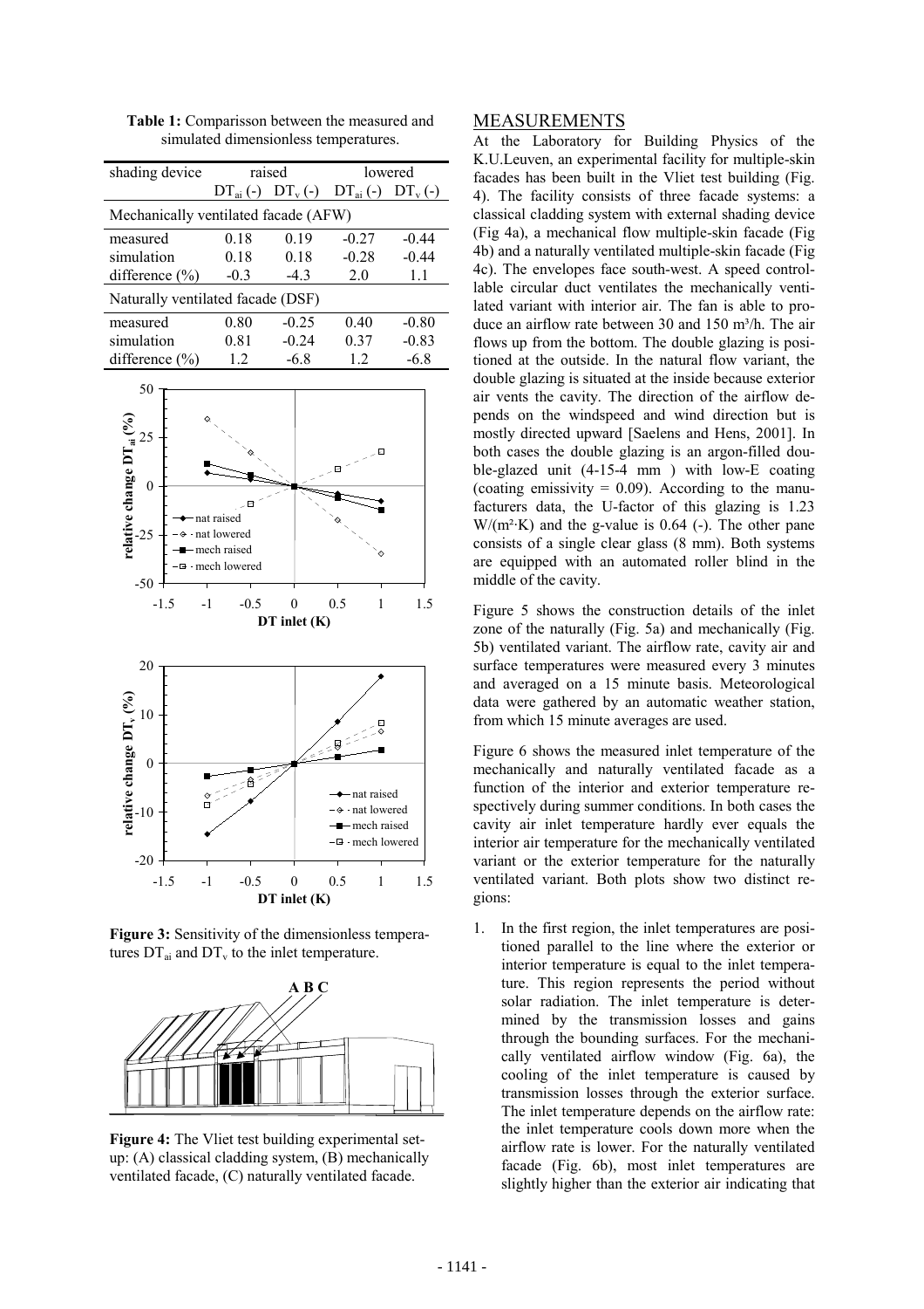**Table 1:** Comparisson between the measured and simulated dimensionless temperatures.

| shading device | raised | | lowered | |
|---|---|---|---|---|
| | $DT_{ai}$ (-) | $DT_v$ (-) | $DT_{ai}$ (-) | $DT_v$ (-) |
| Mechanically ventilated facade (AFW) | | | | |
| measured | 0.18 | 0.19 | -0.27 | -0.44 |
| simulation | 0.18 | 0.18 | -0.28 | -0.44 |
| difference (%) | -0.3 | -4.3 | 2.0 | 1.1 |
| Naturally ventilated facade (DSF) | | | | |
| measured | 0.80 | -0.25 | 0.40 | -0.80 |
| simulation | 0.81 | -0.24 | 0.37 | -0.83 |
| difference (%) | 1.2 | -6.8 | 1.2 | -6.8 |

**Figure 3:** Sensitivity of the dimensionless temperatures $DT_{ai}$ and $DT_v$ to the inlet temperature.

**Figure 4:** The Vliet test building experimental set-up: (A) classical cladding system, (B) mechanically ventilated facade, (C) naturally ventilated facade.

## MEASUREMENTS

At the Laboratory for Building Physics of the K.U.Leuven, an experimental facility for multiple-skin facades has been built in the Vliet test building (Fig. 4). The facility consists of three facade systems: a classical cladding system with external shading device (Fig 4a), a mechanical flow multiple-skin facade (Fig 4b) and a naturally ventilated multiple-skin facade (Fig 4c). The envelopes face south-west. A speed controllable circular duct ventilates the mechanically ventilated variant with interior air. The fan is able to produce an airflow rate between 30 and 150 m³/h. The air flows up from the bottom. The double glazing is positioned at the outside. In the natural flow variant, the double glazing is situated at the inside because exterior air vents the cavity. The direction of the airflow depends on the windspeed and wind direction but is mostly directed upward [Saelens and Hens, 2001]. In both cases the double glazing is an argon-filled double-glazed unit (4-15-4 mm ) with low-E coating (coating emissivity = 0.09). According to the manufacturers data, the U-factor of this glazing is 1.23 W/(m²·K) and the g-value is 0.64 (-). The other pane consists of a single clear glass (8 mm). Both systems are equipped with an automated roller blind in the middle of the cavity.

Figure 5 shows the construction details of the inlet zone of the naturally (Fig. 5a) and mechanically (Fig. 5b) ventilated variant. The airflow rate, cavity air and surface temperatures were measured every 3 minutes and averaged on a 15 minute basis. Meteorological data were gathered by an automatic weather station, from which 15 minute averages are used.

Figure 6 shows the measured inlet temperature of the mechanically and naturally ventilated facade as a function of the interior and exterior temperature respectively during summer conditions. In both cases the cavity air inlet temperature hardly ever equals the interior air temperature for the mechanically ventilated variant or the exterior temperature for the naturally ventilated variant. Both plots show two distinct regions:

1. In the first region, the inlet temperatures are positioned parallel to the line where the exterior or interior temperature is equal to the inlet temperature. This region represents the period without solar radiation. The inlet temperature is determined by the transmission losses and gains through the bounding surfaces. For the mechanically ventilated airflow window (Fig. 6a), the cooling of the inlet temperature is caused by transmission losses through the exterior surface. The inlet temperature depends on the airflow rate: the inlet temperature cools down more when the airflow rate is lower. For the naturally ventilated facade (Fig. 6b), most inlet temperatures are slightly higher than the exterior air indicating that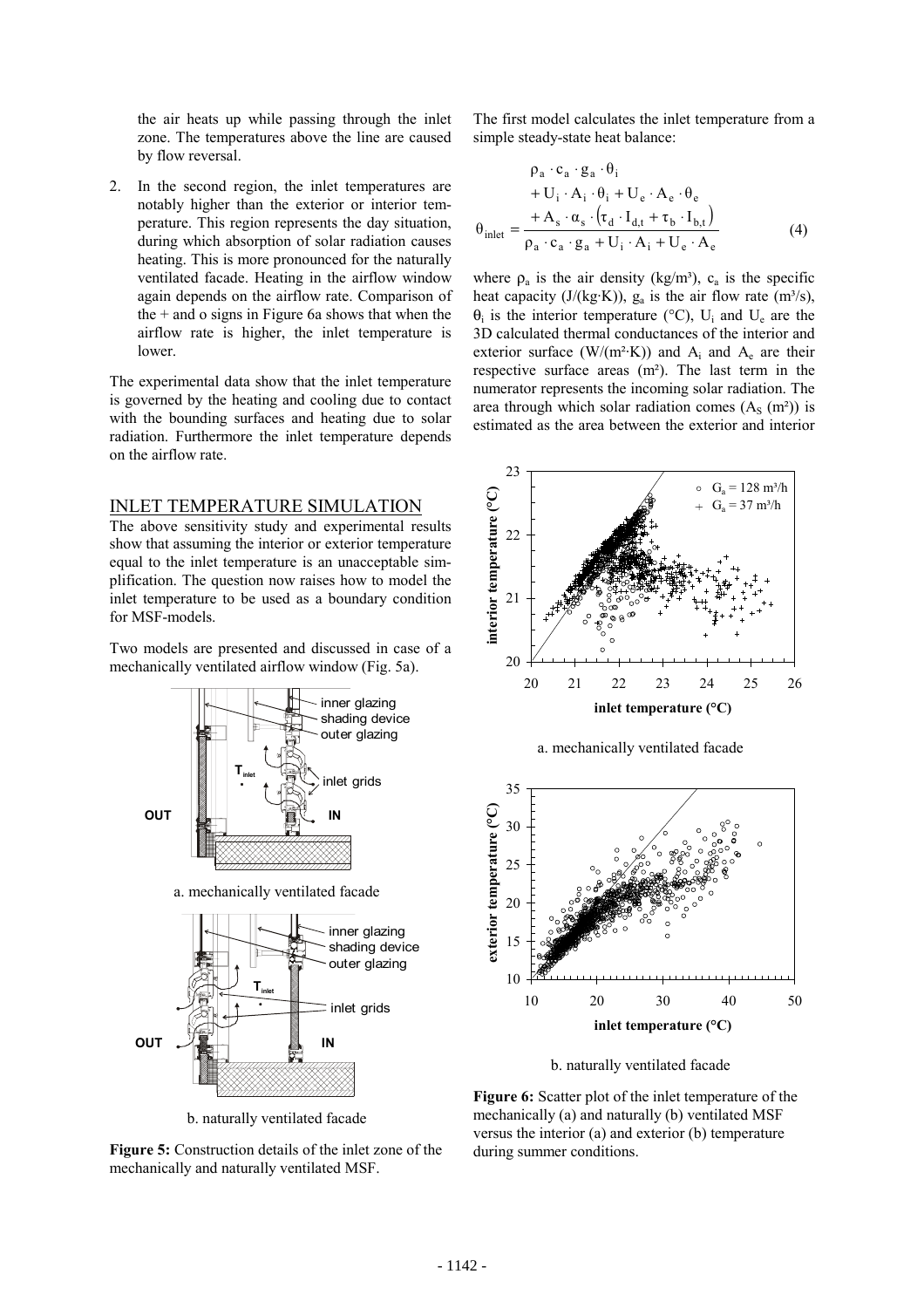the air heats up while passing through the inlet zone. The temperatures above the line are caused by flow reversal.

2. In the second region, the inlet temperatures are notably higher than the exterior or interior temperature. This region represents the day situation, during which absorption of solar radiation causes heating. This is more pronounced for the naturally ventilated facade. Heating in the airflow window again depends on the airflow rate. Comparison of the + and o signs in Figure 6a shows that when the airflow rate is higher, the inlet temperature is lower.

The experimental data show that the inlet temperature is governed by the heating and cooling due to contact with the bounding surfaces and heating due to solar radiation. Furthermore the inlet temperature depends on the airflow rate.

## INLET TEMPERATURE SIMULATION

The above sensitivity study and experimental results show that assuming the interior or exterior temperature equal to the inlet temperature is an unacceptable simplification. The question now raises how to model the inlet temperature to be used as a boundary condition for MSF-models.

Two models are presented and discussed in case of a mechanically ventilated airflow window (Fig. 5a).

a. mechanically ventilated facade

b. naturally ventilated facade

**Figure 5:** Construction details of the inlet zone of the mechanically and naturally ventilated MSF.

The first model calculates the inlet temperature from a simple steady-state heat balance:

$$\theta_{inlet} = \frac{\rho_a \cdot c_a \cdot g_a \cdot \theta_i + U_i \cdot A_i \cdot \theta_i + U_e \cdot A_e \cdot \theta_e + A_s \cdot \alpha_s \cdot \left(\tau_d \cdot I_{d,t} + \tau_b \cdot I_{b,t}\right)}{\rho_a \cdot c_a \cdot g_a + U_i \cdot A_i + U_e \cdot A_e} \quad (4)$$

where $\rho_a$ is the air density (kg/m³), $c_a$ is the specific heat capacity (J/(kg·K)), $g_a$ is the air flow rate (m³/s), $\theta_i$ is the interior temperature (°C), $U_i$ and $U_e$ are the 3D calculated thermal conductances of the interior and exterior surface (W/(m²·K)) and $A_i$ and $A_e$ are their respective surface areas (m²). The last term in the numerator represents the incoming solar radiation. The area through which solar radiation comes ($A_S$ (m²)) is estimated as the area between the exterior and interior

a. mechanically ventilated facade

b. naturally ventilated facade

**Figure 6:** Scatter plot of the inlet temperature of the mechanically (a) and naturally (b) ventilated MSF versus the interior (a) and exterior (b) temperature during summer conditions.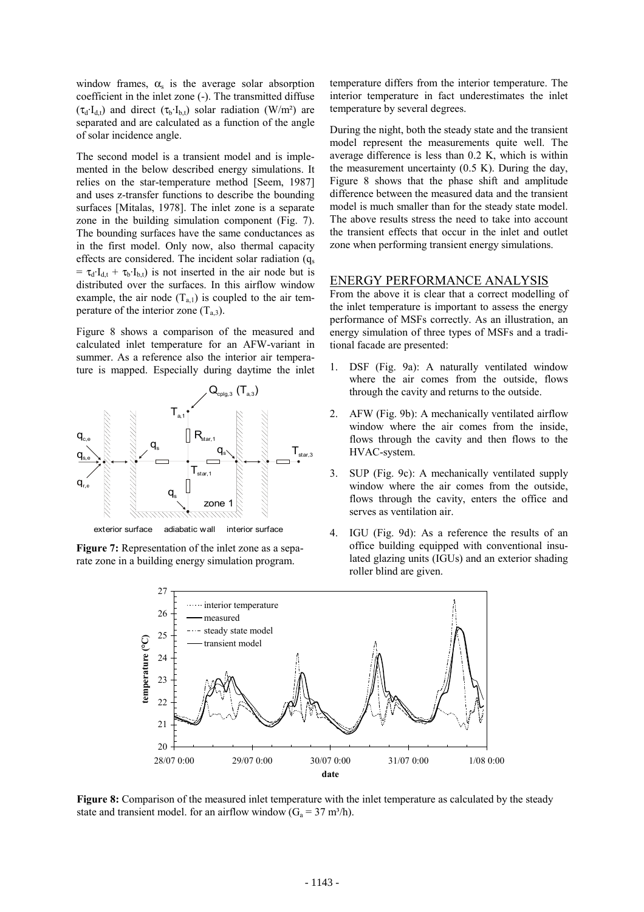window frames, $\alpha_s$ is the average solar absorption coefficient in the inlet zone (-). The transmitted diffuse ($\tau_d \cdot I_{d,t}$) and direct ($\tau_b \cdot I_{b,t}$) solar radiation (W/m²) are separated and are calculated as a function of the angle of solar incidence angle.

The second model is a transient model and is implemented in the below described energy simulations. It relies on the star-temperature method [Seem, 1987] and uses z-transfer functions to describe the bounding surfaces [Mitalas, 1978]. The inlet zone is a separate zone in the building simulation component (Fig. 7). The bounding surfaces have the same conductances as in the first model. Only now, also thermal capacity effects are considered. The incident solar radiation ($q_s = \tau_d \cdot I_{d,t} + \tau_b \cdot I_{b,t}$) is not inserted in the air node but is distributed over the surfaces. In this airflow window example, the air node ($T_{a,1}$) is coupled to the air temperature of the interior zone ($T_{a,3}$).

Figure 8 shows a comparison of the measured and calculated inlet temperature for an AFW-variant in summer. As a reference also the interior air temperature is mapped. Especially during daytime the inlet temperature differs from the interior temperature. The interior temperature in fact underestimates the inlet temperature by several degrees.

**Figure 7:** Representation of the inlet zone as a separate zone in a building energy simulation program.

During the night, both the steady state and the transient model represent the measurements quite well. The average difference is less than 0.2 K, which is within the measurement uncertainty (0.5 K). During the day, Figure 8 shows that the phase shift and amplitude difference between the measured data and the transient model is much smaller than for the steady state model. The above results stress the need to take into account the transient effects that occur in the inlet and outlet zone when performing transient energy simulations.

## ENERGY PERFORMANCE ANALYSIS

From the above it is clear that a correct modelling of the inlet temperature is important to assess the energy performance of MSFs correctly. As an illustration, an energy simulation of three types of MSFs and a traditional facade are presented:

1. DSF (Fig. 9a): A naturally ventilated window where the air comes from the outside, flows through the cavity and returns to the outside.
2. AFW (Fig. 9b): A mechanically ventilated airflow window where the air comes from the inside, flows through the cavity and then flows to the HVAC-system.
3. SUP (Fig. 9c): A mechanically ventilated supply window where the air comes from the outside, flows through the cavity, enters the office and serves as ventilation air.
4. IGU (Fig. 9d): As a reference the results of an office building equipped with conventional insulated glazing units (IGUs) and an exterior shading roller blind are given.

**Figure 8:** Comparison of the measured inlet temperature with the inlet temperature as calculated by the steady state and transient model. for an airflow window ($G_a$ = 37 m³/h).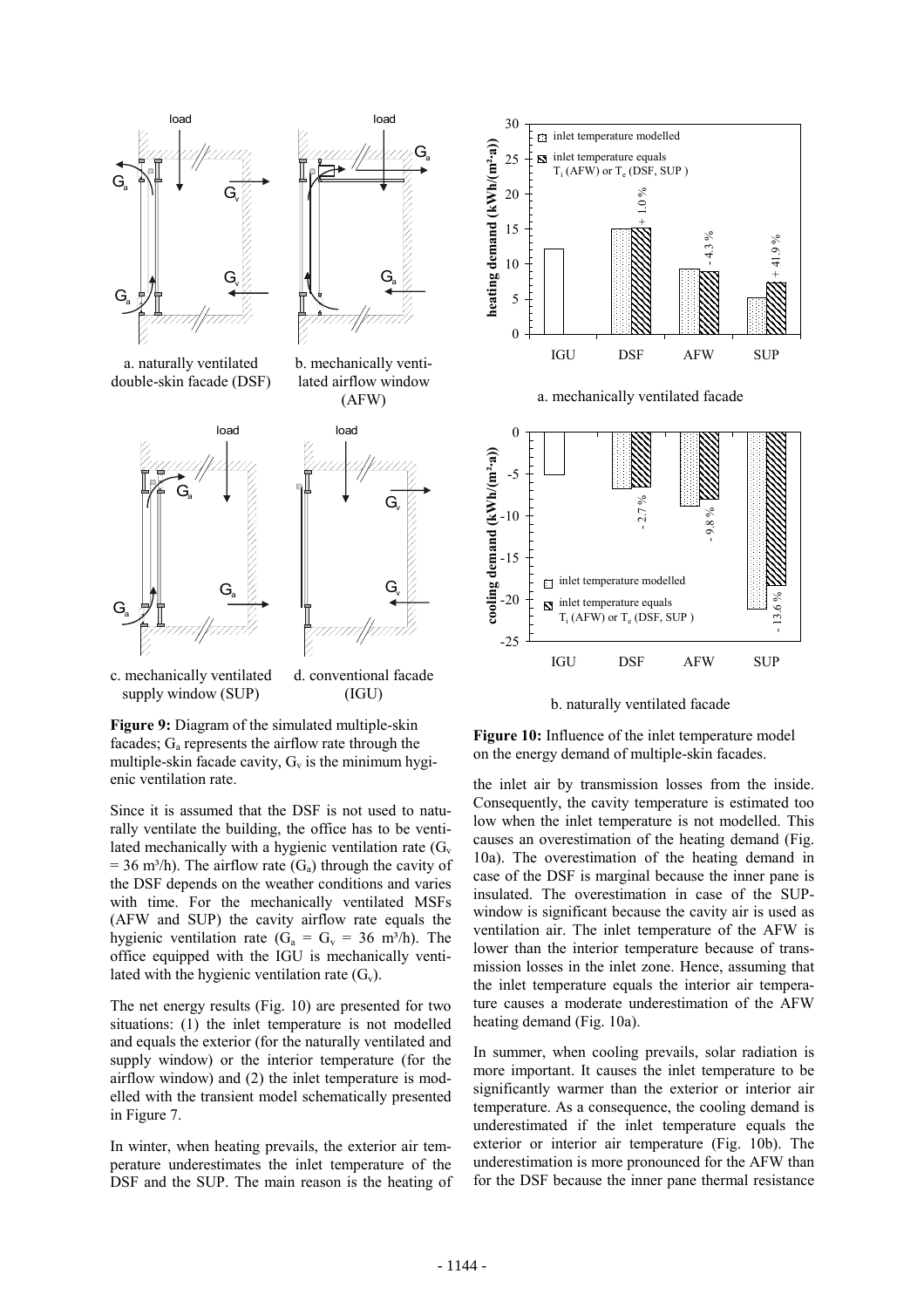**Figure 9:** Diagram of the simulated multiple-skin facades; $G_a$ represents the airflow rate through the multiple-skin facade cavity, $G_v$ is the minimum hygienic ventilation rate.

Since it is assumed that the DSF is not used to naturally ventilate the building, the office has to be ventilated mechanically with a hygienic ventilation rate ($G_v$ = 36 m³/h). The airflow rate ($G_a$) through the cavity of the DSF depends on the weather conditions and varies with time. For the mechanically ventilated MSFs (AFW and SUP) the cavity airflow rate equals the hygienic ventilation rate ($G_a = G_v$ = 36 m³/h). The office equipped with the IGU is mechanically ventilated with the hygienic ventilation rate ($G_v$).

The net energy results (Fig. 10) are presented for two situations: (1) the inlet temperature is not modelled and equals the exterior (for the naturally ventilated and supply window) or the interior temperature (for the airflow window) and (2) the inlet temperature is modelled with the transient model schematically presented in Figure 7.

In winter, when heating prevails, the exterior air temperature underestimates the inlet temperature of the DSF and the SUP. The main reason is the heating of the inlet air by transmission losses from the inside. Consequently, the cavity temperature is estimated too low when the inlet temperature is not modelled. This causes an overestimation of the heating demand (Fig. 10a). The overestimation of the heating demand in case of the DSF is marginal because the inner pane is insulated. The overestimation in case of the SUP-window is significant because the cavity air is used as ventilation air. The inlet temperature of the AFW is lower than the interior temperature because of transmission losses in the inlet zone. Hence, assuming that the inlet temperature equals the interior air temperature causes a moderate underestimation of the AFW heating demand (Fig. 10a).

In summer, when cooling prevails, solar radiation is more important. It causes the inlet temperature to be significantly warmer than the exterior or interior air temperature. As a consequence, the cooling demand is underestimated if the inlet temperature equals the exterior or interior air temperature (Fig. 10b). The underestimation is more pronounced for the AFW than for the DSF because the inner pane thermal resistance

**Figure 10:** Influence of the inlet temperature model on the energy demand of multiple-skin facades.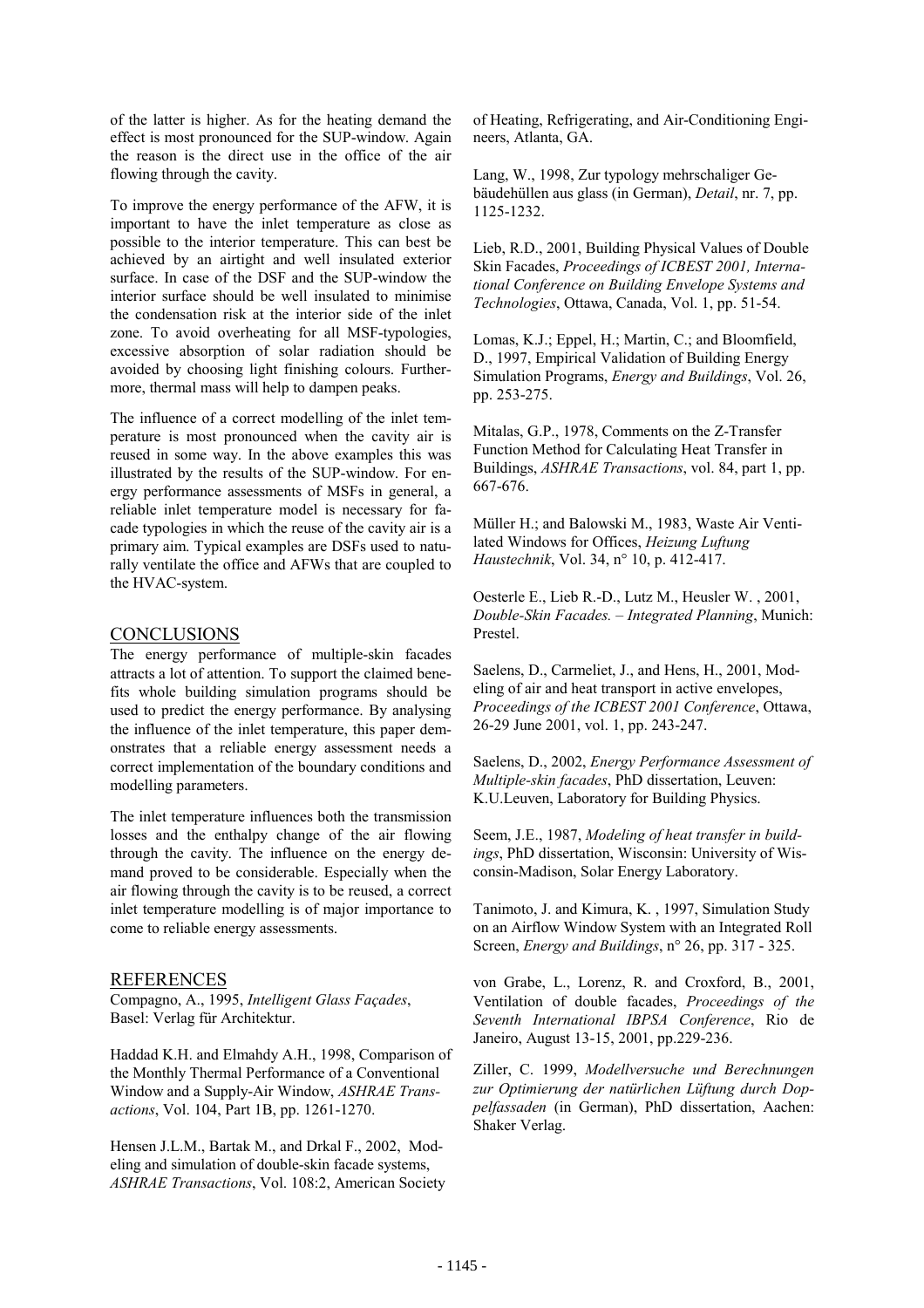of the latter is higher. As for the heating demand the effect is most pronounced for the SUP-window. Again the reason is the direct use in the office of the air flowing through the cavity.

To improve the energy performance of the AFW, it is important to have the inlet temperature as close as possible to the interior temperature. This can best be achieved by an airtight and well insulated exterior surface. In case of the DSF and the SUP-window the interior surface should be well insulated to minimise the condensation risk at the interior side of the inlet zone. To avoid overheating for all MSF-typologies, excessive absorption of solar radiation should be avoided by choosing light finishing colours. Furthermore, thermal mass will help to dampen peaks.

The influence of a correct modelling of the inlet temperature is most pronounced when the cavity air is reused in some way. In the above examples this was illustrated by the results of the SUP-window. For energy performance assessments of MSFs in general, a reliable inlet temperature model is necessary for facade typologies in which the reuse of the cavity air is a primary aim. Typical examples are DSFs used to naturally ventilate the office and AFWs that are coupled to the HVAC-system.

## CONCLUSIONS

The energy performance of multiple-skin facades attracts a lot of attention. To support the claimed benefits whole building simulation programs should be used to predict the energy performance. By analysing the influence of the inlet temperature, this paper demonstrates that a reliable energy assessment needs a correct implementation of the boundary conditions and modelling parameters.

The inlet temperature influences both the transmission losses and the enthalpy change of the air flowing through the cavity. The influence on the energy demand proved to be considerable. Especially when the air flowing through the cavity is to be reused, a correct inlet temperature modelling is of major importance to come to reliable energy assessments.

## REFERENCES

Compagno, A., 1995, *Intelligent Glass Façades*, Basel: Verlag für Architektur.

Haddad K.H. and Elmahdy A.H., 1998, Comparison of the Monthly Thermal Performance of a Conventional Window and a Supply-Air Window, *ASHRAE Transactions*, Vol. 104, Part 1B, pp. 1261-1270.

Hensen J.L.M., Bartak M., and Drkal F., 2002, Modeling and simulation of double-skin facade systems, *ASHRAE Transactions*, Vol. 108:2, American Society of Heating, Refrigerating, and Air-Conditioning Engineers, Atlanta, GA.

Lang, W., 1998, Zur typology mehrschaliger Gebäudehüllen aus glass (in German), *Detail*, nr. 7, pp. 1125-1232.

Lieb, R.D., 2001, Building Physical Values of Double Skin Facades, *Proceedings of ICBEST 2001, International Conference on Building Envelope Systems and Technologies*, Ottawa, Canada, Vol. 1, pp. 51-54.

Lomas, K.J.; Eppel, H.; Martin, C.; and Bloomfield, D., 1997, Empirical Validation of Building Energy Simulation Programs, *Energy and Buildings*, Vol. 26, pp. 253-275.

Mitalas, G.P., 1978, Comments on the Z-Transfer Function Method for Calculating Heat Transfer in Buildings, *ASHRAE Transactions*, vol. 84, part 1, pp. 667-676.

Müller H.; and Balowski M., 1983, Waste Air Ventilated Windows for Offices, *Heizung Luftung Haustechnik*, Vol. 34, n° 10, p. 412-417.

Oesterle E., Lieb R.-D., Lutz M., Heusler W. , 2001, *Double-Skin Facades. – Integrated Planning*, Munich: Prestel.

Saelens, D., Carmeliet, J., and Hens, H., 2001, Modeling of air and heat transport in active envelopes, *Proceedings of the ICBEST 2001 Conference*, Ottawa, 26-29 June 2001, vol. 1, pp. 243-247.

Saelens, D., 2002, *Energy Performance Assessment of Multiple-skin facades*, PhD dissertation, Leuven: K.U.Leuven, Laboratory for Building Physics.

Seem, J.E., 1987, *Modeling of heat transfer in buildings*, PhD dissertation, Wisconsin: University of Wisconsin-Madison, Solar Energy Laboratory.

Tanimoto, J. and Kimura, K. , 1997, Simulation Study on an Airflow Window System with an Integrated Roll Screen, *Energy and Buildings*, n° 26, pp. 317 - 325.

von Grabe, L., Lorenz, R. and Croxford, B., 2001, Ventilation of double facades, *Proceedings of the Seventh International IBPSA Conference*, Rio de Janeiro, August 13-15, 2001, pp.229-236.

Ziller, C. 1999, *Modellversuche und Berechnungen zur Optimierung der natürlichen Lüftung durch Doppelfassaden* (in German), PhD dissertation, Aachen: Shaker Verlag.